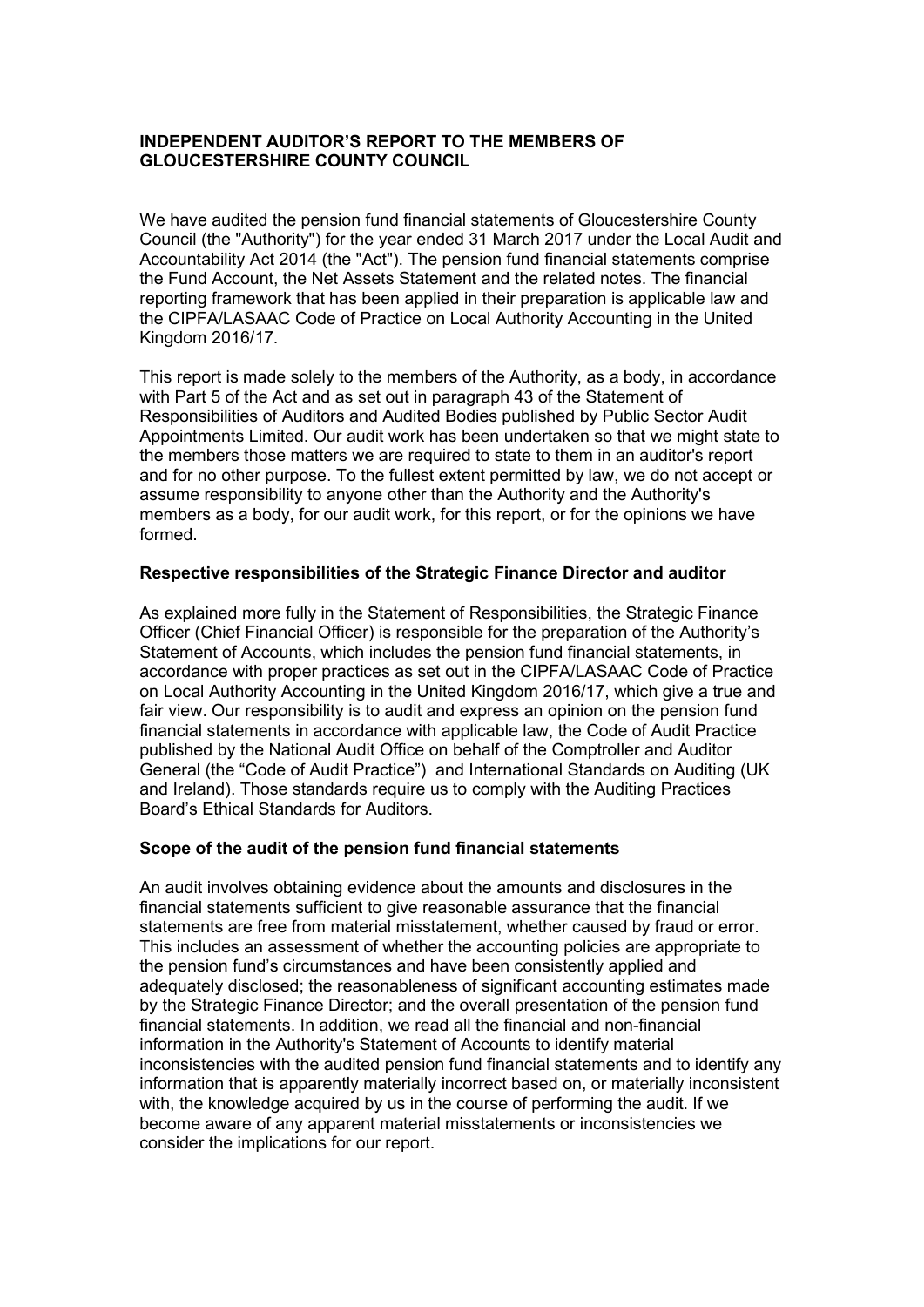**INDEPENDENT AUDITOR'S REPORT TO THE MEMBERS OF GLOUCESTERSHIRE COUNTY COUNCIL**

We have audited the pension fund financial statements of Gloucestershire County Council (the "Authority") for the year ended 31 March 2017 under the Local Audit and Accountability Act 2014 (the "Act"). The pension fund financial statements comprise the Fund Account, the Net Assets Statement and the related notes. The financial reporting framework that has been applied in their preparation is applicable law and the CIPFA/LASAAC Code of Practice on Local Authority Accounting in the United Kingdom 2016/17.

This report is made solely to the members of the Authority, as a body, in accordance with Part 5 of the Act and as set out in paragraph 43 of the Statement of Responsibilities of Auditors and Audited Bodies published by Public Sector Audit Appointments Limited. Our audit work has been undertaken so that we might state to the members those matters we are required to state to them in an auditor's report and for no other purpose. To the fullest extent permitted by law, we do not accept or assume responsibility to anyone other than the Authority and the Authority's members as a body, for our audit work, for this report, or for the opinions we have formed.

**Respective responsibilities of the Strategic Finance Director and auditor**

As explained more fully in the Statement of Responsibilities, the Strategic Finance Officer (Chief Financial Officer) is responsible for the preparation of the Authority's Statement of Accounts, which includes the pension fund financial statements, in accordance with proper practices as set out in the CIPFA/LASAAC Code of Practice on Local Authority Accounting in the United Kingdom 2016/17, which give a true and fair view. Our responsibility is to audit and express an opinion on the pension fund financial statements in accordance with applicable law, the Code of Audit Practice published by the National Audit Office on behalf of the Comptroller and Auditor General (the "Code of Audit Practice") and International Standards on Auditing (UK and Ireland). Those standards require us to comply with the Auditing Practices Board's Ethical Standards for Auditors.

**Scope of the audit of the pension fund financial statements**

An audit involves obtaining evidence about the amounts and disclosures in the financial statements sufficient to give reasonable assurance that the financial statements are free from material misstatement, whether caused by fraud or error. This includes an assessment of whether the accounting policies are appropriate to the pension fund's circumstances and have been consistently applied and adequately disclosed; the reasonableness of significant accounting estimates made by the Strategic Finance Director; and the overall presentation of the pension fund financial statements. In addition, we read all the financial and non-financial information in the Authority's Statement of Accounts to identify material inconsistencies with the audited pension fund financial statements and to identify any information that is apparently materially incorrect based on, or materially inconsistent with, the knowledge acquired by us in the course of performing the audit. If we become aware of any apparent material misstatements or inconsistencies we consider the implications for our report.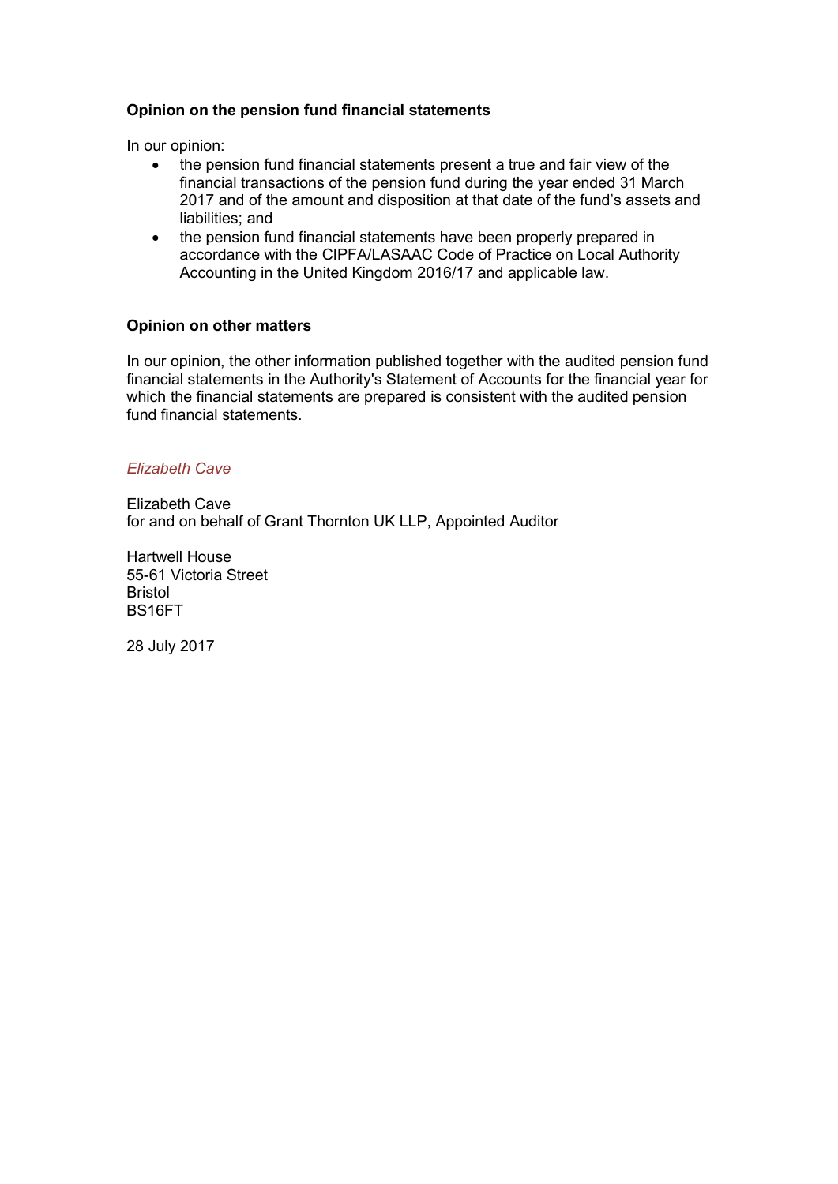**Opinion on the pension fund financial statements**

In our opinion:

- the pension fund financial statements present a true and fair view of the financial transactions of the pension fund during the year ended 31 March 2017 and of the amount and disposition at that date of the fund's assets and liabilities; and
- the pension fund financial statements have been properly prepared in accordance with the CIPFA/LASAAC Code of Practice on Local Authority Accounting in the United Kingdom 2016/17 and applicable law.

**Opinion on other matters**

In our opinion, the other information published together with the audited pension fund financial statements in the Authority's Statement of Accounts for the financial year for which the financial statements are prepared is consistent with the audited pension fund financial statements.

*Elizabeth Cave*

Elizabeth Cave
for and on behalf of Grant Thornton UK LLP, Appointed Auditor

Hartwell House
55-61 Victoria Street
Bristol
BS16FT

28 July 2017